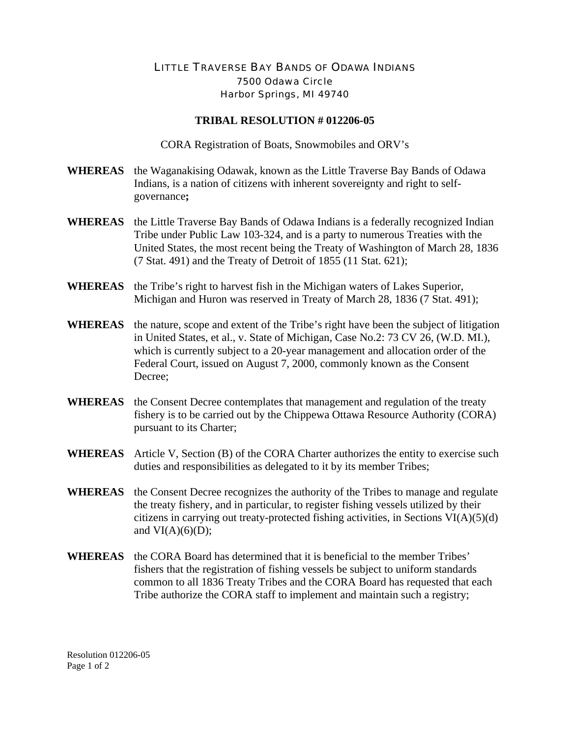LITTLE TRAVERSE BAY BANDS OF ODAWA INDIANS
7500 Odawa Circle
Harbor Springs, MI 49740

## TRIBAL RESOLUTION # 012206-05

CORA Registration of Boats, Snowmobiles and ORV's

**WHEREAS** the Waganakising Odawak, known as the Little Traverse Bay Bands of Odawa Indians, is a nation of citizens with inherent sovereignty and right to self-governance**;**

**WHEREAS** the Little Traverse Bay Bands of Odawa Indians is a federally recognized Indian Tribe under Public Law 103-324, and is a party to numerous Treaties with the United States, the most recent being the Treaty of Washington of March 28, 1836 (7 Stat. 491) and the Treaty of Detroit of 1855 (11 Stat. 621);

**WHEREAS** the Tribe's right to harvest fish in the Michigan waters of Lakes Superior, Michigan and Huron was reserved in Treaty of March 28, 1836 (7 Stat. 491);

**WHEREAS** the nature, scope and extent of the Tribe's right have been the subject of litigation in United States, et al., v. State of Michigan, Case No.2: 73 CV 26, (W.D. MI.), which is currently subject to a 20-year management and allocation order of the Federal Court, issued on August 7, 2000, commonly known as the Consent Decree;

**WHEREAS** the Consent Decree contemplates that management and regulation of the treaty fishery is to be carried out by the Chippewa Ottawa Resource Authority (CORA) pursuant to its Charter;

**WHEREAS** Article V, Section (B) of the CORA Charter authorizes the entity to exercise such duties and responsibilities as delegated to it by its member Tribes;

**WHEREAS** the Consent Decree recognizes the authority of the Tribes to manage and regulate the treaty fishery, and in particular, to register fishing vessels utilized by their citizens in carrying out treaty-protected fishing activities, in Sections VI(A)(5)(d) and VI(A)(6)(D);

**WHEREAS** the CORA Board has determined that it is beneficial to the member Tribes' fishers that the registration of fishing vessels be subject to uniform standards common to all 1836 Treaty Tribes and the CORA Board has requested that each Tribe authorize the CORA staff to implement and maintain such a registry;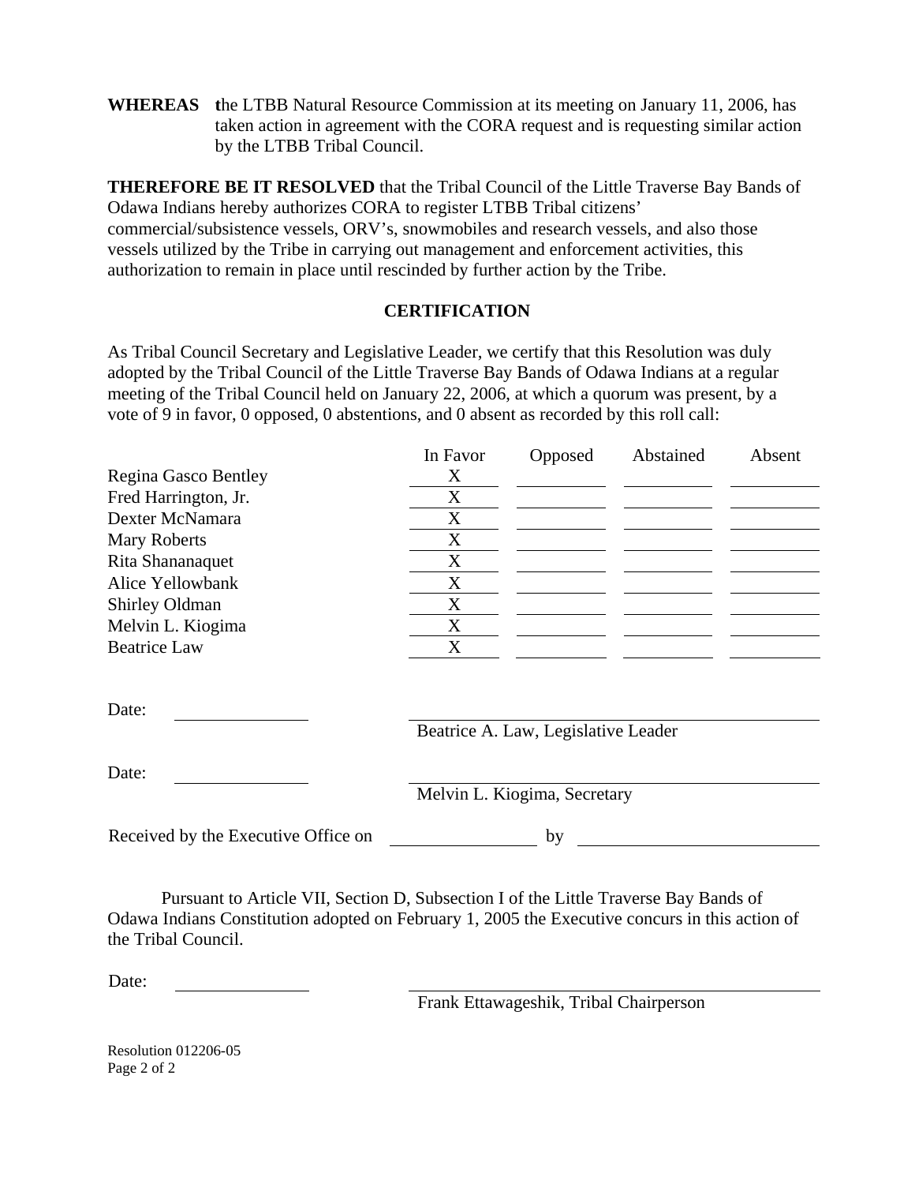**WHEREAS** the LTBB Natural Resource Commission at its meeting on January 11, 2006, has taken action in agreement with the CORA request and is requesting similar action by the LTBB Tribal Council.

**THEREFORE BE IT RESOLVED** that the Tribal Council of the Little Traverse Bay Bands of Odawa Indians hereby authorizes CORA to register LTBB Tribal citizens' commercial/subsistence vessels, ORV's, snowmobiles and research vessels, and also those vessels utilized by the Tribe in carrying out management and enforcement activities, this authorization to remain in place until rescinded by further action by the Tribe.

## CERTIFICATION

As Tribal Council Secretary and Legislative Leader, we certify that this Resolution was duly adopted by the Tribal Council of the Little Traverse Bay Bands of Odawa Indians at a regular meeting of the Tribal Council held on January 22, 2006, at which a quorum was present, by a vote of 9 in favor, 0 opposed, 0 abstentions, and 0 absent as recorded by this roll call:

| | In Favor | Opposed | Abstained | Absent |
|---|---|---|---|---|
| Regina Gasco Bentley | X | | | |
| Fred Harrington, Jr. | X | | | |
| Dexter McNamara | X | | | |
| Mary Roberts | X | | | |
| Rita Shananaquet | X | | | |
| Alice Yellowbank | X | | | |
| Shirley Oldman | X | | | |
| Melvin L. Kiogima | X | | | |
| Beatrice Law | X | | | |

Date: ____________ ______________________________
Beatrice A. Law, Legislative Leader

Date: ____________ ______________________________
Melvin L. Kiogima, Secretary

Received by the Executive Office on ____________ by ______________________

Pursuant to Article VII, Section D, Subsection I of the Little Traverse Bay Bands of Odawa Indians Constitution adopted on February 1, 2005 the Executive concurs in this action of the Tribal Council.

Date: ____________ ______________________________
Frank Ettawageshik, Tribal Chairperson

Resolution 012206-05